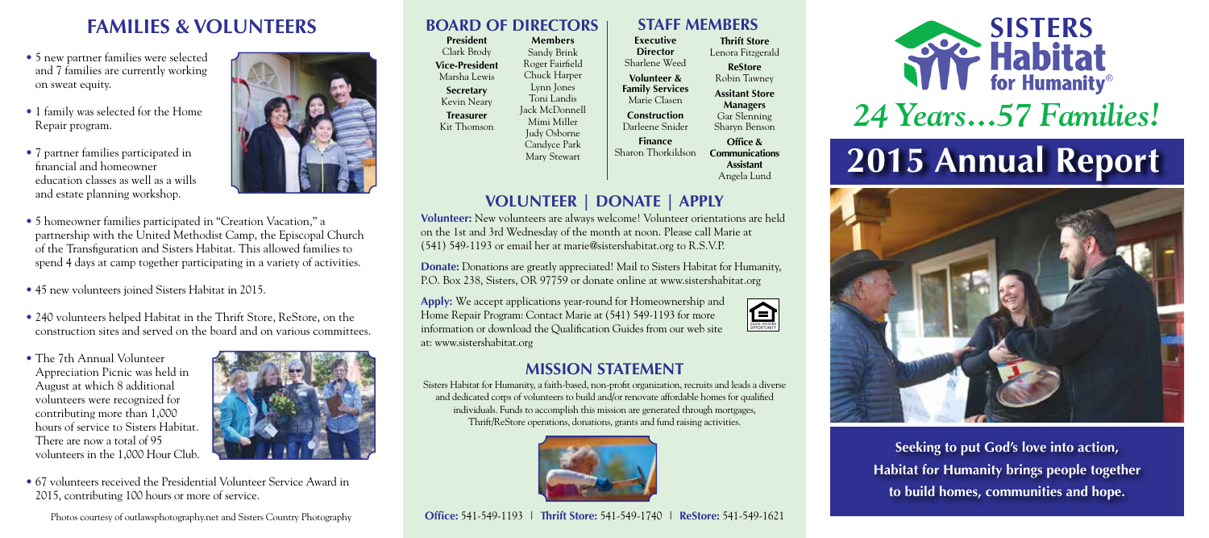## FAMILIES & VOLUNTEERS

- 5 new partner families were selected and 7 families are currently working on sweat equity.
- 1 family was selected for the Home Repair program.
- 7 partner families participated in financial and homeowner education classes as well as a wills and estate planning workshop.
- 5 homeowner families participated in "Creation Vacation," a partnership with the United Methodist Camp, the Episcopal Church of the Transfiguration and Sisters Habitat. This allowed families to spend 4 days at camp together participating in a variety of activities.
- 45 new volunteers joined Sisters Habitat in 2015.
- 240 volunteers helped Habitat in the Thrift Store, ReStore, on the construction sites and served on the board and on various committees.
- The 7th Annual Volunteer Appreciation Picnic was held in August at which 8 additional volunteers were recognized for contributing more than 1,000 hours of service to Sisters Habitat. There are now a total of 95 volunteers in the 1,000 Hour Club.
- 67 volunteers received the Presidential Volunteer Service Award in 2015, contributing 100 hours or more of service.

Photos courtesy of outlawsphotography.net and Sisters Country Photography

## BOARD OF DIRECTORS

**President**
Clark Brody

**Vice-President**
Marsha Lewis

**Secretary**
Kevin Neary

**Treasurer**
Kit Thomson

**Members**
Sandy Brink
Roger Fairfield
Chuck Harper
Lynn Jones
Toni Landis
Jack McDonnell
Mimi Miller
Judy Osborne
Candyce Park
Mary Stewart

## STAFF MEMBERS

**Executive Director**
Sharlene Weed

**Volunteer & Family Services**
Marie Clasen

**Construction**
Darleene Snider

**Finance**
Sharon Thorkildson

**Thrift Store**
Lenora Fitzgerald

**ReStore**
Robin Tawney

**Assitant Store Managers**
Gar Slenning
Sharyn Benson

**Office & Communications Assistant**
Angela Lund

## VOLUNTEER | DONATE | APPLY

**Volunteer:** New volunteers are always welcome! Volunteer orientations are held on the 1st and 3rd Wednesday of the month at noon. Please call Marie at (541) 549-1193 or email her at marie@sistershabitat.org to R.S.V.P.

**Donate:** Donations are greatly appreciated! Mail to Sisters Habitat for Humanity, P.O. Box 238, Sisters, OR 97759 or donate online at www.sistershabitat.org

**Apply:** We accept applications year-round for Homeownership and Home Repair Program: Contact Marie at (541) 549-1193 for more information or download the Qualification Guides from our web site at: www.sistershabitat.org

EQUAL HOUSING OPPORTUNITY

## MISSION STATEMENT

Sisters Habitat for Humanity, a faith-based, non-profit organization, recruits and leads a diverse and dedicated corps of volunteers to build and/or renovate affordable homes for qualified individuals. Funds to accomplish this mission are generated through mortgages, Thrift/ReStore operations, donations, grants and fund raising activities.

**Office:** 541-549-1193 | **Thrift Store:** 541-549-1740 | **ReStore:** 541-549-1621

# SISTERS Habitat for Humanity®

## *24 Years…57 Families!*

# 2015 Annual Report

**Seeking to put God's love into action, Habitat for Humanity brings people together to build homes, communities and hope.**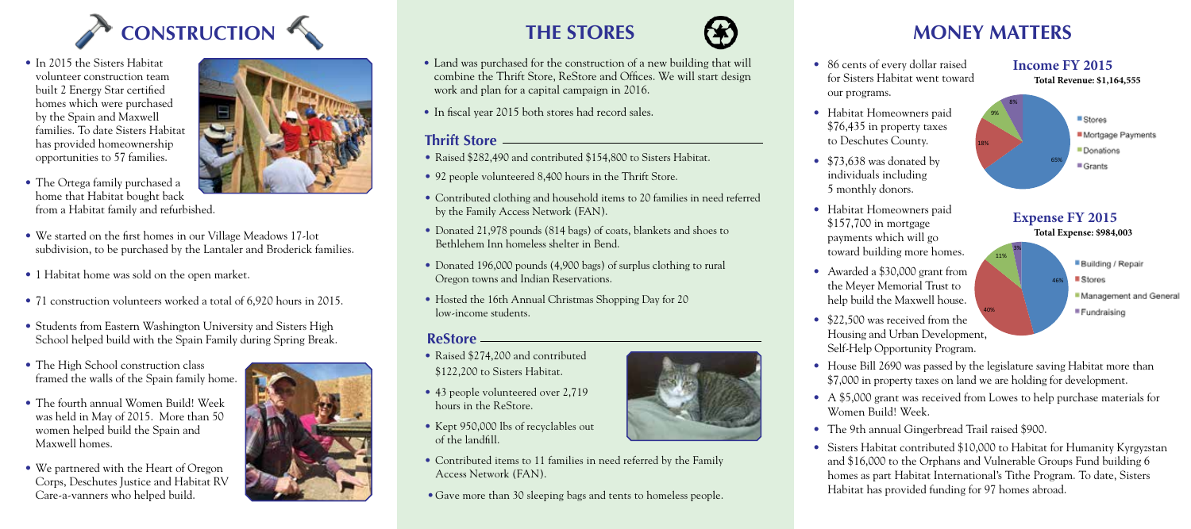## CONSTRUCTION

- In 2015 the Sisters Habitat volunteer construction team built 2 Energy Star certified homes which were purchased by the Spain and Maxwell families. To date Sisters Habitat has provided homeownership opportunities to 57 families.
- The Ortega family purchased a home that Habitat bought back from a Habitat family and refurbished.
- We started on the first homes in our Village Meadows 17-lot subdivision, to be purchased by the Lantaler and Broderick families.
- 1 Habitat home was sold on the open market.
- 71 construction volunteers worked a total of 6,920 hours in 2015.
- Students from Eastern Washington University and Sisters High School helped build with the Spain Family during Spring Break.
- The High School construction class framed the walls of the Spain family home.
- The fourth annual Women Build! Week was held in May of 2015. More than 50 women helped build the Spain and Maxwell homes.
- We partnered with the Heart of Oregon Corps, Deschutes Justice and Habitat RV Care-a-vanners who helped build.

## THE STORES

- Land was purchased for the construction of a new building that will combine the Thrift Store, ReStore and Offices. We will start design work and plan for a capital campaign in 2016.
- In fiscal year 2015 both stores had record sales.

### Thrift Store

- Raised $282,490 and contributed $154,800 to Sisters Habitat.
- 92 people volunteered 8,400 hours in the Thrift Store.
- Contributed clothing and household items to 20 families in need referred by the Family Access Network (FAN).
- Donated 21,978 pounds (814 bags) of coats, blankets and shoes to Bethlehem Inn homeless shelter in Bend.
- Donated 196,000 pounds (4,900 bags) of surplus clothing to rural Oregon towns and Indian Reservations.
- Hosted the 16th Annual Christmas Shopping Day for 20 low-income students.

### ReStore

- Raised $274,200 and contributed $122,200 to Sisters Habitat.
- 43 people volunteered over 2,719 hours in the ReStore.
- Kept 950,000 lbs of recyclables out of the landfill.
- Contributed items to 11 families in need referred by the Family Access Network (FAN).
- Gave more than 30 sleeping bags and tents to homeless people.

## MONEY MATTERS

- 86 cents of every dollar raised for Sisters Habitat went toward our programs.
- Habitat Homeowners paid $76,435 in property taxes to Deschutes County.
- $73,638 was donated by individuals including 5 monthly donors.
- Habitat Homeowners paid $157,700 in mortgage payments which will go toward building more homes.
- Awarded a $30,000 grant from the Meyer Memorial Trust to help build the Maxwell house.
- $22,500 was received from the Housing and Urban Development, Self-Help Opportunity Program.
- House Bill 2690 was passed by the legislature saving Habitat more than $7,000 in property taxes on land we are holding for development.
- A $5,000 grant was received from Lowes to help purchase materials for Women Build! Week.
- The 9th annual Gingerbread Trail raised $900.
- Sisters Habitat contributed $10,000 to Habitat for Humanity Kyrgyzstan and $16,000 to the Orphans and Vulnerable Groups Fund building 6 homes as part Habitat International's Tithe Program. To date, Sisters Habitat has provided funding for 97 homes abroad.

**Income FY 2015**
**Total Revenue: $1,164,555**

65%
18%
9%
8%

Stores
Mortgage Payments
Donations
Grants

**Expense FY 2015**
**Total Expense: $984,003**

46%
40%
11%
3%

Building / Repair
Stores
Management and General
Fundraising